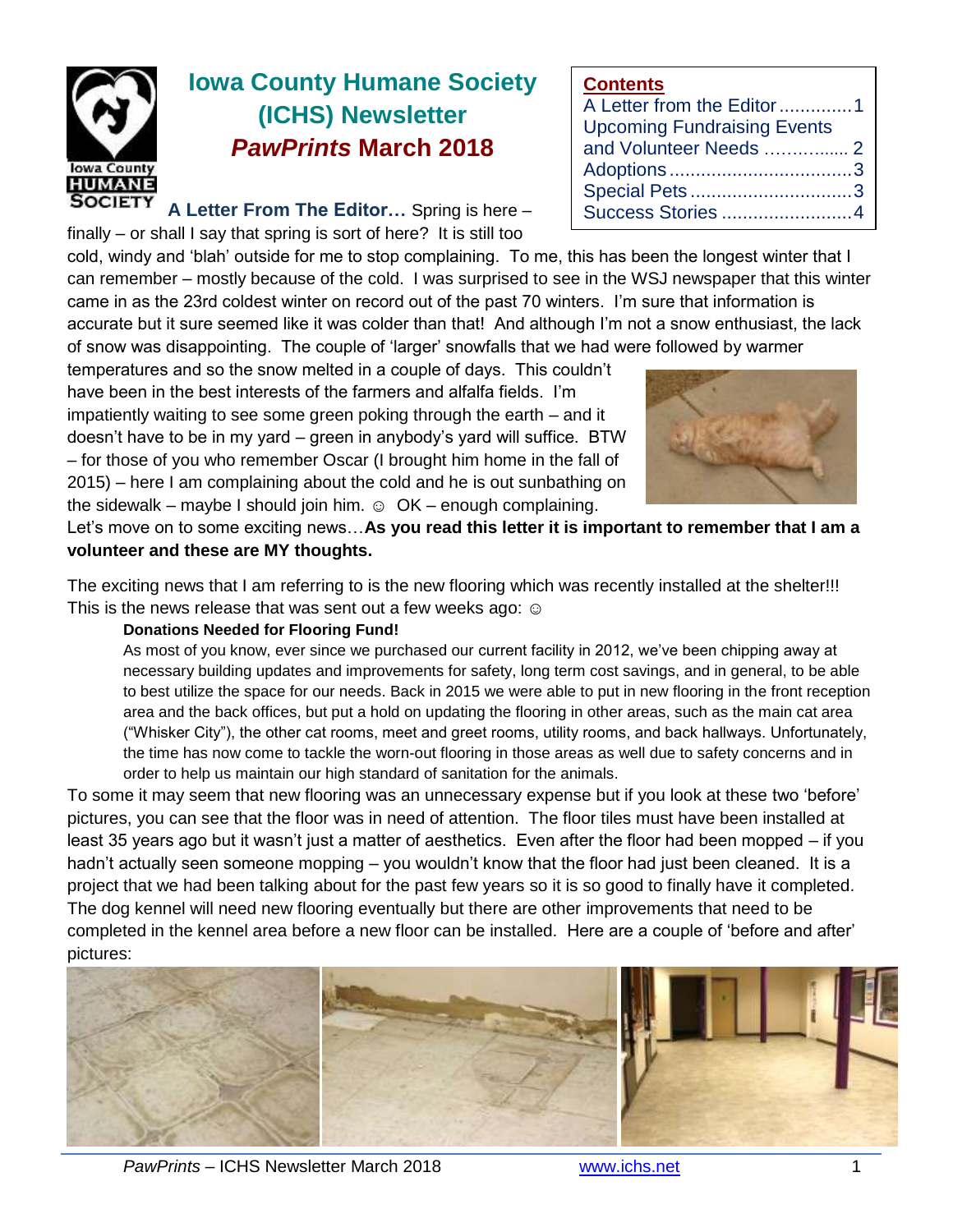# Iowa County Humane Society (ICHS) Newsletter

## *PawPrints* March 2018

**Contents**

- A Letter from the Editor .............. 1
- Upcoming Fundraising Events and Volunteer Needs .............. 2
- Adoptions .............. 3
- Special Pets .............. 3
- Success Stories .............. 4

**A Letter From The Editor…** Spring is here – finally – or shall I say that spring is sort of here? It is still too cold, windy and 'blah' outside for me to stop complaining. To me, this has been the longest winter that I can remember – mostly because of the cold. I was surprised to see in the WSJ newspaper that this winter came in as the 23rd coldest winter on record out of the past 70 winters. I'm sure that information is accurate but it sure seemed like it was colder than that! And although I'm not a snow enthusiast, the lack of snow was disappointing. The couple of 'larger' snowfalls that we had were followed by warmer temperatures and so the snow melted in a couple of days. This couldn't have been in the best interests of the farmers and alfalfa fields. I'm impatiently waiting to see some green poking through the earth – and it doesn't have to be in my yard – green in anybody's yard will suffice. BTW – for those of you who remember Oscar (I brought him home in the fall of 2015) – here I am complaining about the cold and he is out sunbathing on the sidewalk – maybe I should join him. ☺ OK – enough complaining. Let's move on to some exciting news…**As you read this letter it is important to remember that I am a volunteer and these are MY thoughts.**

The exciting news that I am referring to is the new flooring which was recently installed at the shelter!!! This is the news release that was sent out a few weeks ago: ☺

> **Donations Needed for Flooring Fund!**
>
> As most of you know, ever since we purchased our current facility in 2012, we've been chipping away at necessary building updates and improvements for safety, long term cost savings, and in general, to be able to best utilize the space for our needs. Back in 2015 we were able to put in new flooring in the front reception area and the back offices, but put a hold on updating the flooring in other areas, such as the main cat area ("Whisker City"), the other cat rooms, meet and greet rooms, utility rooms, and back hallways. Unfortunately, the time has now come to tackle the worn-out flooring in those areas as well due to safety concerns and in order to help us maintain our high standard of sanitation for the animals.

To some it may seem that new flooring was an unnecessary expense but if you look at these two 'before' pictures, you can see that the floor was in need of attention. The floor tiles must have been installed at least 35 years ago but it wasn't just a matter of aesthetics. Even after the floor had been mopped – if you hadn't actually seen someone mopping – you wouldn't know that the floor had just been cleaned. It is a project that we had been talking about for the past few years so it is so good to finally have it completed. The dog kennel will need new flooring eventually but there are other improvements that need to be completed in the kennel area before a new floor can be installed. Here are a couple of 'before and after' pictures: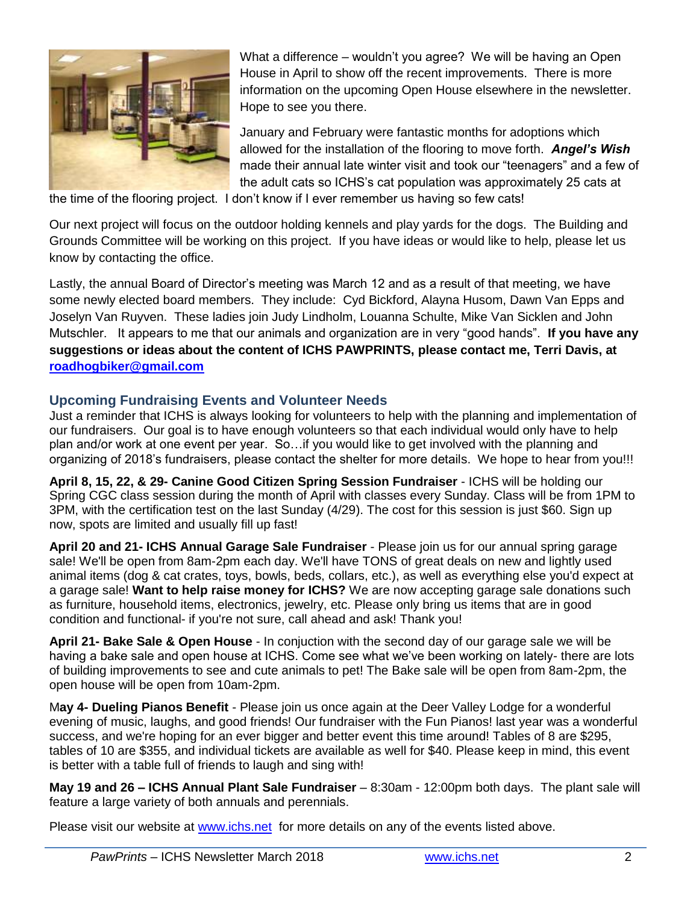What a difference – wouldn't you agree? We will be having an Open House in April to show off the recent improvements. There is more information on the upcoming Open House elsewhere in the newsletter. Hope to see you there.

January and February were fantastic months for adoptions which allowed for the installation of the flooring to move forth. ***Angel's Wish*** made their annual late winter visit and took our "teenagers" and a few of the adult cats so ICHS's cat population was approximately 25 cats at the time of the flooring project. I don't know if I ever remember us having so few cats!

Our next project will focus on the outdoor holding kennels and play yards for the dogs. The Building and Grounds Committee will be working on this project. If you have ideas or would like to help, please let us know by contacting the office.

Lastly, the annual Board of Director's meeting was March 12 and as a result of that meeting, we have some newly elected board members. They include: Cyd Bickford, Alayna Husom, Dawn Van Epps and Joselyn Van Ruyven. These ladies join Judy Lindholm, Louanna Schulte, Mike Van Sicklen and John Mutschler. It appears to me that our animals and organization are in very "good hands". **If you have any suggestions or ideas about the content of ICHS PAWPRINTS, please contact me, Terri Davis, at [roadhogbiker@gmail.com](mailto:roadhogbiker@gmail.com)**

## Upcoming Fundraising Events and Volunteer Needs

Just a reminder that ICHS is always looking for volunteers to help with the planning and implementation of our fundraisers. Our goal is to have enough volunteers so that each individual would only have to help plan and/or work at one event per year. So…if you would like to get involved with the planning and organizing of 2018's fundraisers, please contact the shelter for more details. We hope to hear from you!!!

**April 8, 15, 22, & 29- Canine Good Citizen Spring Session Fundraiser** - ICHS will be holding our Spring CGC class session during the month of April with classes every Sunday. Class will be from 1PM to 3PM, with the certification test on the last Sunday (4/29). The cost for this session is just $60. Sign up now, spots are limited and usually fill up fast!

**April 20 and 21- ICHS Annual Garage Sale Fundraiser** - Please join us for our annual spring garage sale! We'll be open from 8am-2pm each day. We'll have TONS of great deals on new and lightly used animal items (dog & cat crates, toys, bowls, beds, collars, etc.), as well as everything else you'd expect at a garage sale! **Want to help raise money for ICHS?** We are now accepting garage sale donations such as furniture, household items, electronics, jewelry, etc. Please only bring us items that are in good condition and functional- if you're not sure, call ahead and ask! Thank you!

**April 21- Bake Sale & Open House** - In conjuction with the second day of our garage sale we will be having a bake sale and open house at ICHS. Come see what we've been working on lately- there are lots of building improvements to see and cute animals to pet! The Bake sale will be open from 8am-2pm, the open house will be open from 10am-2pm.

M**ay 4- Dueling Pianos Benefit** - Please join us once again at the Deer Valley Lodge for a wonderful evening of music, laughs, and good friends! Our fundraiser with the Fun Pianos! last year was a wonderful success, and we're hoping for an ever bigger and better event this time around! Tables of 8 are $295, tables of 10 are $355, and individual tickets are available as well for $40. Please keep in mind, this event is better with a table full of friends to laugh and sing with!

**May 19 and 26 – ICHS Annual Plant Sale Fundraiser** – 8:30am - 12:00pm both days. The plant sale will feature a large variety of both annuals and perennials.

Please visit our website at [www.ichs.net](http://www.ichs.net) for more details on any of the events listed above.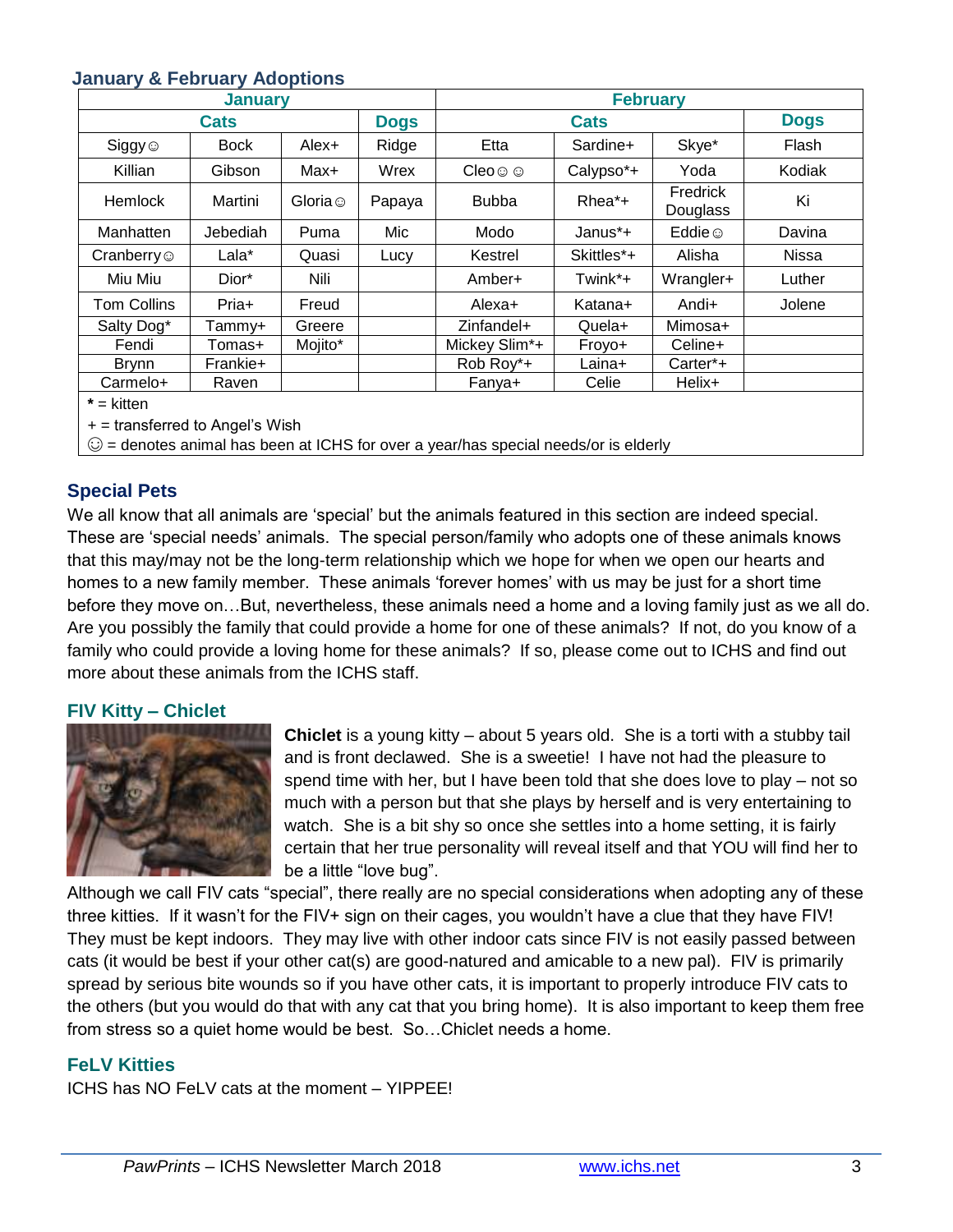## January & February Adoptions

| January | | | | February | | | |
|---|---|---|---|---|---|---|---|
| Cats | | | Dogs | Cats | | | Dogs |
| Siggy☺ | Bock | Alex+ | Ridge | Etta | Sardine+ | Skye* | Flash |
| Killian | Gibson | Max+ | Wrex | Cleo☺☺ | Calypso*+ | Yoda | Kodiak |
| Hemlock | Martini | Gloria☺ | Papaya | Bubba | Rhea*+ | Fredrick Douglass | Ki |
| Manhatten | Jebediah | Puma | Mic | Modo | Janus*+ | Eddie☺ | Davina |
| Cranberry☺ | Lala* | Quasi | Lucy | Kestrel | Skittles*+ | Alisha | Nissa |
| Miu Miu | Dior* | Nili | | Amber+ | Twink*+ | Wrangler+ | Luther |
| Tom Collins | Pria+ | Freud | | Alexa+ | Katana+ | Andi+ | Jolene |
| Salty Dog* | Tammy+ | Greere | | Zinfandel+ | Quela+ | Mimosa+ | |
| Fendi | Tomas+ | Mojito* | | Mickey Slim*+ | Froyo+ | Celine+ | |
| Brynn | Frankie+ | | | Rob Roy*+ | Laina+ | Carter*+ | |
| Carmelo+ | Raven | | | Fanya+ | Celie | Helix+ | |

**\*** = kitten
\+ = transferred to Angel's Wish
☺ = denotes animal has been at ICHS for over a year/has special needs/or is elderly

## Special Pets

We all know that all animals are 'special' but the animals featured in this section are indeed special. These are 'special needs' animals. The special person/family who adopts one of these animals knows that this may/may not be the long-term relationship which we hope for when we open our hearts and homes to a new family member. These animals 'forever homes' with us may be just for a short time before they move on…But, nevertheless, these animals need a home and a loving family just as we all do. Are you possibly the family that could provide a home for one of these animals? If not, do you know of a family who could provide a loving home for these animals? If so, please come out to ICHS and find out more about these animals from the ICHS staff.

### FIV Kitty – Chiclet

**Chiclet** is a young kitty – about 5 years old. She is a torti with a stubby tail and is front declawed. She is a sweetie! I have not had the pleasure to spend time with her, but I have been told that she does love to play – not so much with a person but that she plays by herself and is very entertaining to watch. She is a bit shy so once she settles into a home setting, it is fairly certain that her true personality will reveal itself and that YOU will find her to be a little "love bug".

Although we call FIV cats "special", there really are no special considerations when adopting any of these three kitties. If it wasn't for the FIV+ sign on their cages, you wouldn't have a clue that they have FIV! They must be kept indoors. They may live with other indoor cats since FIV is not easily passed between cats (it would be best if your other cat(s) are good-natured and amicable to a new pal). FIV is primarily spread by serious bite wounds so if you have other cats, it is important to properly introduce FIV cats to the others (but you would do that with any cat that you bring home). It is also important to keep them free from stress so a quiet home would be best. So…Chiclet needs a home.

### FeLV Kitties

ICHS has NO FeLV cats at the moment – YIPPEE!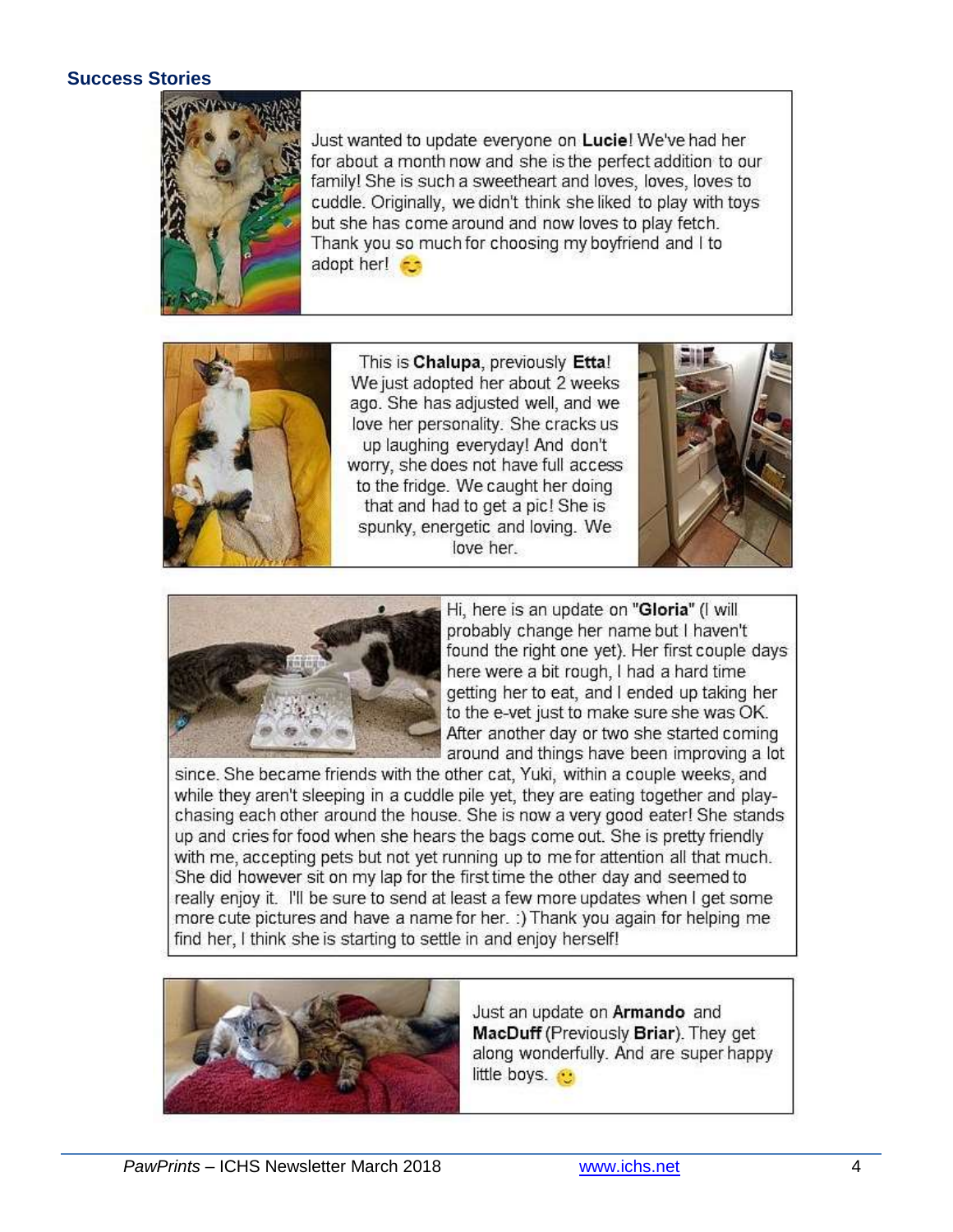## Success Stories

Just wanted to update everyone on **Lucie**! We've had her for about a month now and she is the perfect addition to our family! She is such a sweetheart and loves, loves, loves to cuddle. Originally, we didn't think she liked to play with toys but she has come around and now loves to play fetch. Thank you so much for choosing my boyfriend and I to adopt her! 😊

This is **Chalupa**, previously **Etta**! We just adopted her about 2 weeks ago. She has adjusted well, and we love her personality. She cracks us up laughing everyday! And don't worry, she does not have full access to the fridge. We caught her doing that and had to get a pic! She is spunky, energetic and loving. We love her.

Hi, here is an update on "**Gloria**" (I will probably change her name but I haven't found the right one yet). Her first couple days here were a bit rough, I had a hard time getting her to eat, and I ended up taking her to the e-vet just to make sure she was OK. After another day or two she started coming around and things have been improving a lot since. She became friends with the other cat, Yuki, within a couple weeks, and while they aren't sleeping in a cuddle pile yet, they are eating together and play-chasing each other around the house. She is now a very good eater! She stands up and cries for food when she hears the bags come out. She is pretty friendly with me, accepting pets but not yet running up to me for attention all that much. She did however sit on my lap for the first time the other day and seemed to really enjoy it. I'll be sure to send at least a few more updates when I get some more cute pictures and have a name for her. :) Thank you again for helping me find her, I think she is starting to settle in and enjoy herself!

Just an update on **Armando** and **MacDuff** (Previously **Briar**). They get along wonderfully. And are super happy little boys. 🙂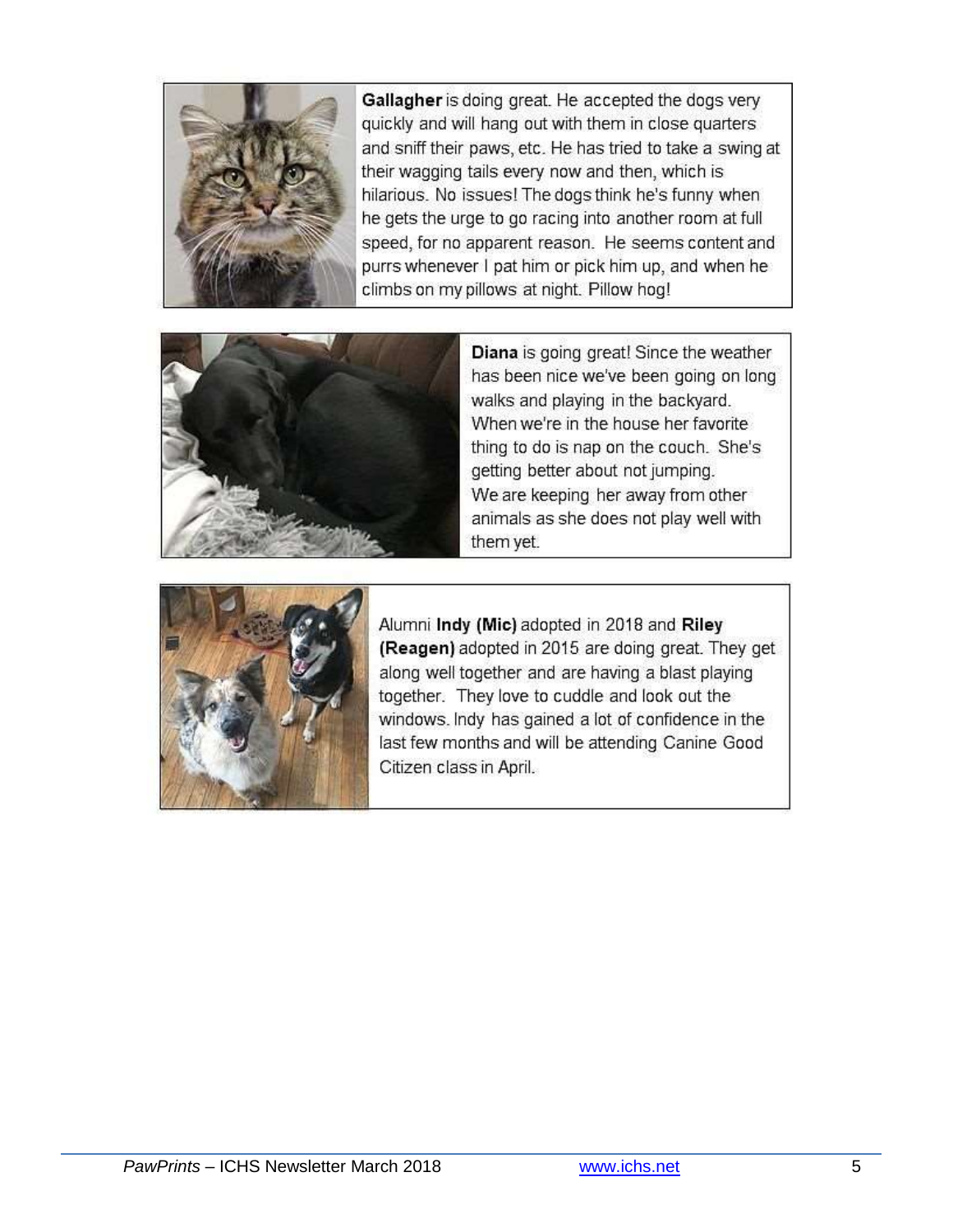**Gallagher** is doing great. He accepted the dogs very quickly and will hang out with them in close quarters and sniff their paws, etc. He has tried to take a swing at their wagging tails every now and then, which is hilarious. No issues! The dogs think he's funny when he gets the urge to go racing into another room at full speed, for no apparent reason. He seems content and purrs whenever I pat him or pick him up, and when he climbs on my pillows at night. Pillow hog!

**Diana** is going great! Since the weather has been nice we've been going on long walks and playing in the backyard. When we're in the house her favorite thing to do is nap on the couch. She's getting better about not jumping. We are keeping her away from other animals as she does not play well with them yet.

Alumni **Indy (Mic)** adopted in 2018 and **Riley (Reagen)** adopted in 2015 are doing great. They get along well together and are having a blast playing together. They love to cuddle and look out the windows. Indy has gained a lot of confidence in the last few months and will be attending Canine Good Citizen class in April.